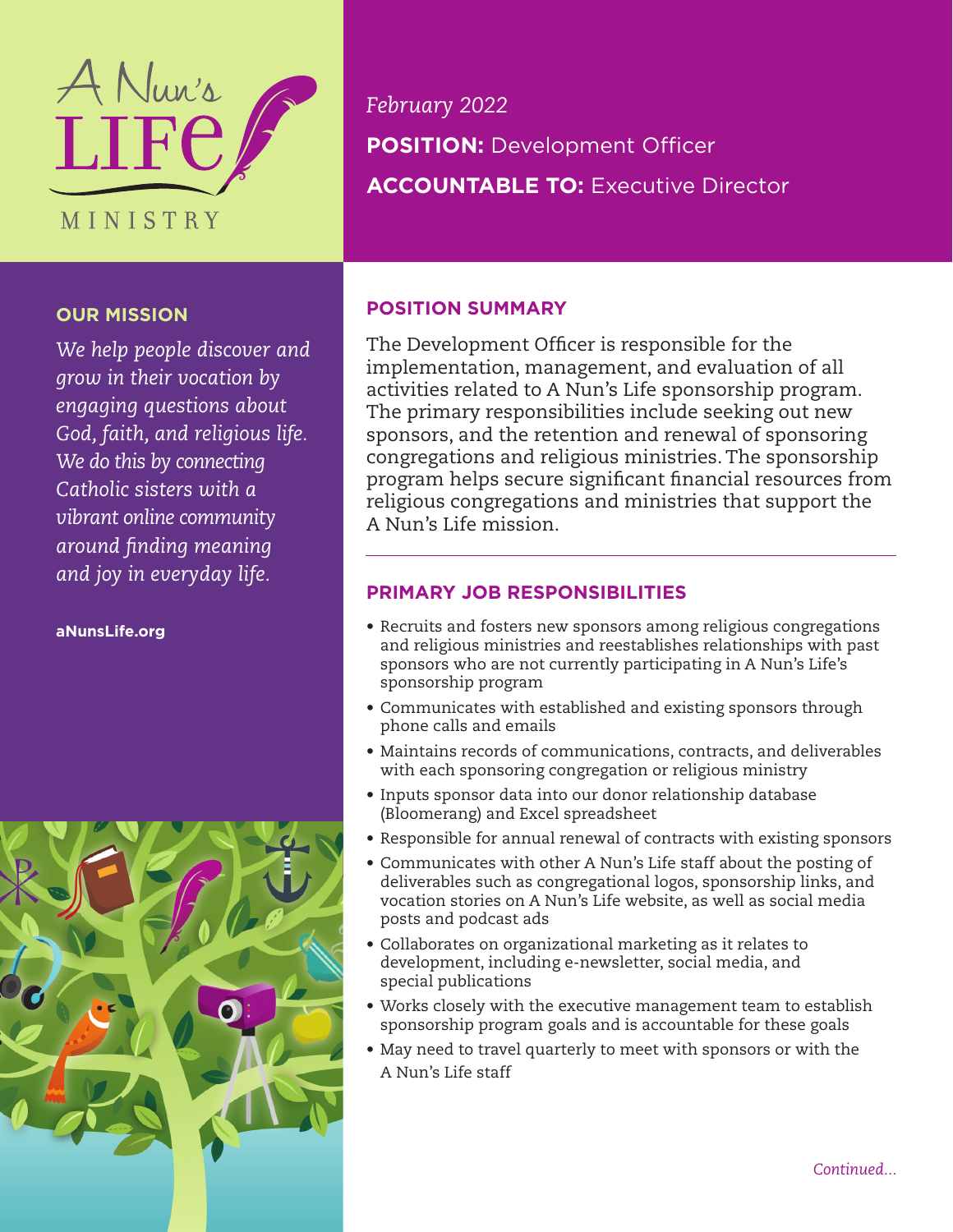# A Nun's LIFE MINISTRY

*February 2022*

**POSITION:** Development Officer

**ACCOUNTABLE TO:** Executive Director

## OUR MISSION

*We help people discover and grow in their vocation by engaging questions about God, faith, and religious life. We do this by connecting Catholic sisters with a vibrant online community around finding meaning and joy in everyday life.*

**aNunsLife.org**

## POSITION SUMMARY

The Development Officer is responsible for the implementation, management, and evaluation of all activities related to A Nun's Life sponsorship program. The primary responsibilities include seeking out new sponsors, and the retention and renewal of sponsoring congregations and religious ministries. The sponsorship program helps secure significant financial resources from religious congregations and ministries that support the A Nun's Life mission.

## PRIMARY JOB RESPONSIBILITIES

- Recruits and fosters new sponsors among religious congregations and religious ministries and reestablishes relationships with past sponsors who are not currently participating in A Nun's Life's sponsorship program
- Communicates with established and existing sponsors through phone calls and emails
- Maintains records of communications, contracts, and deliverables with each sponsoring congregation or religious ministry
- Inputs sponsor data into our donor relationship database (Bloomerang) and Excel spreadsheet
- Responsible for annual renewal of contracts with existing sponsors
- Communicates with other A Nun's Life staff about the posting of deliverables such as congregational logos, sponsorship links, and vocation stories on A Nun's Life website, as well as social media posts and podcast ads
- Collaborates on organizational marketing as it relates to development, including e-newsletter, social media, and special publications
- Works closely with the executive management team to establish sponsorship program goals and is accountable for these goals
- May need to travel quarterly to meet with sponsors or with the A Nun's Life staff

*Continued...*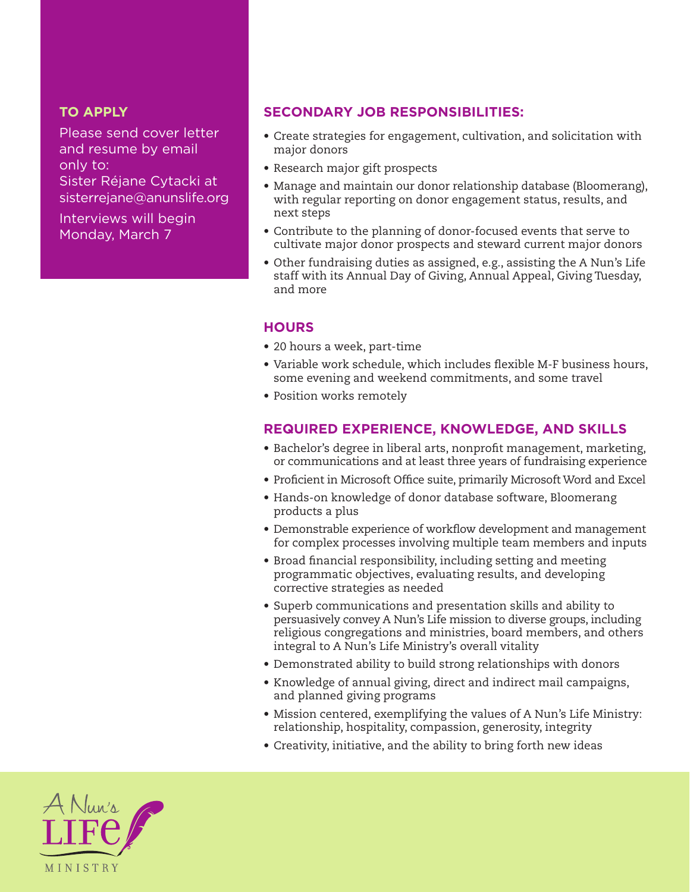## TO APPLY

Please send cover letter and resume by email only to:
Sister Réjane Cytacki at sisterrejane@anunslife.org

Interviews will begin Monday, March 7

## SECONDARY JOB RESPONSIBILITIES:

- Create strategies for engagement, cultivation, and solicitation with major donors
- Research major gift prospects
- Manage and maintain our donor relationship database (Bloomerang), with regular reporting on donor engagement status, results, and next steps
- Contribute to the planning of donor-focused events that serve to cultivate major donor prospects and steward current major donors
- Other fundraising duties as assigned, e.g., assisting the A Nun's Life staff with its Annual Day of Giving, Annual Appeal, Giving Tuesday, and more

## HOURS

- 20 hours a week, part-time
- Variable work schedule, which includes flexible M-F business hours, some evening and weekend commitments, and some travel
- Position works remotely

## REQUIRED EXPERIENCE, KNOWLEDGE, AND SKILLS

- Bachelor's degree in liberal arts, nonprofit management, marketing, or communications and at least three years of fundraising experience
- Proficient in Microsoft Office suite, primarily Microsoft Word and Excel
- Hands-on knowledge of donor database software, Bloomerang products a plus
- Demonstrable experience of workflow development and management for complex processes involving multiple team members and inputs
- Broad financial responsibility, including setting and meeting programmatic objectives, evaluating results, and developing corrective strategies as needed
- Superb communications and presentation skills and ability to persuasively convey A Nun's Life mission to diverse groups, including religious congregations and ministries, board members, and others integral to A Nun's Life Ministry's overall vitality
- Demonstrated ability to build strong relationships with donors
- Knowledge of annual giving, direct and indirect mail campaigns, and planned giving programs
- Mission centered, exemplifying the values of A Nun's Life Ministry: relationship, hospitality, compassion, generosity, integrity
- Creativity, initiative, and the ability to bring forth new ideas

A Nun's LIFE MINISTRY